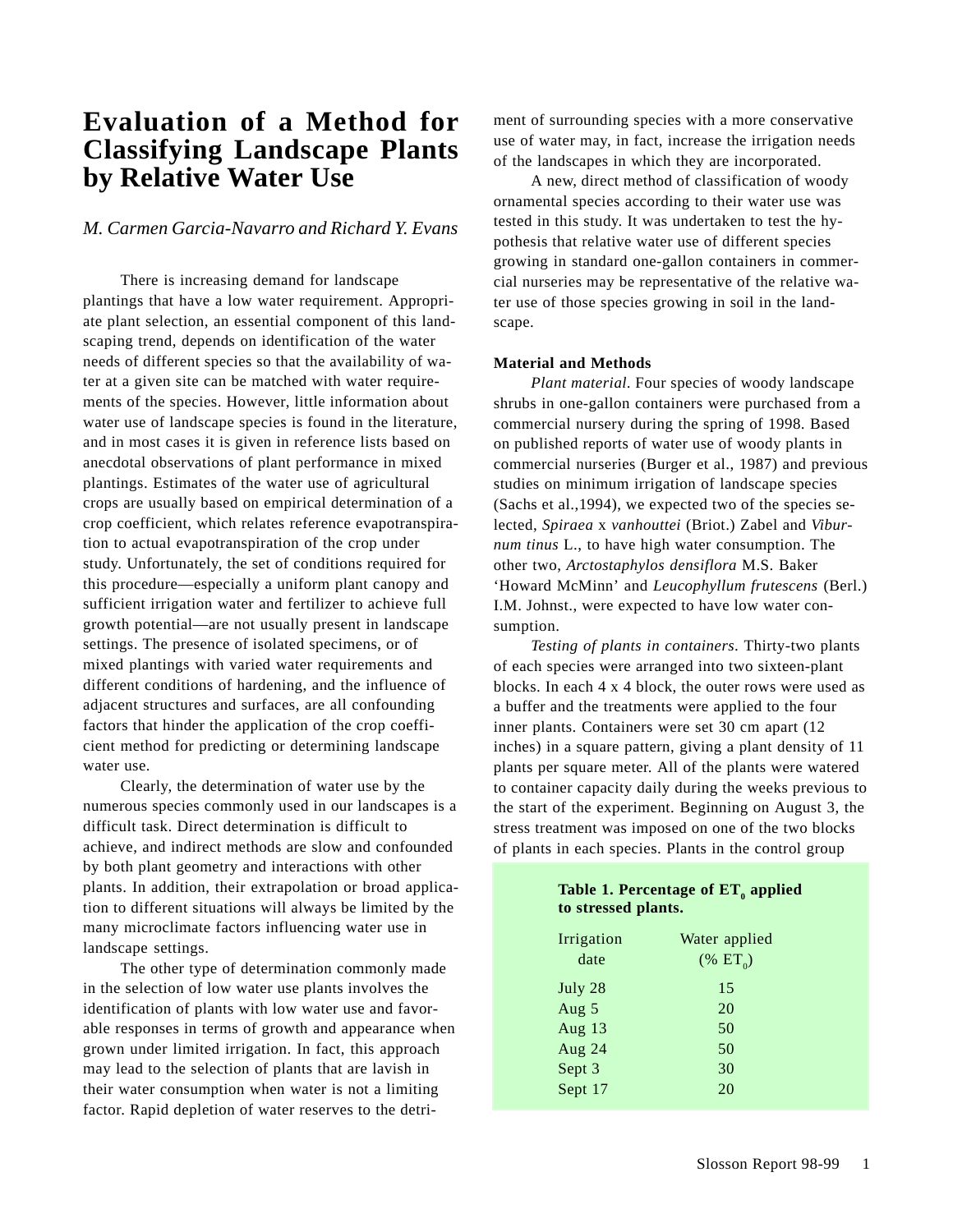# Evaluation of a Method for Classifying Landscape Plants by Relative Water Use

*M. Carmen Garcia-Navarro and Richard Y. Evans*

There is increasing demand for landscape plantings that have a low water requirement. Appropriate plant selection, an essential component of this landscaping trend, depends on identification of the water needs of different species so that the availability of water at a given site can be matched with water requirements of the species. However, little information about water use of landscape species is found in the literature, and in most cases it is given in reference lists based on anecdotal observations of plant performance in mixed plantings. Estimates of the water use of agricultural crops are usually based on empirical determination of a crop coefficient, which relates reference evapotranspiration to actual evapotranspiration of the crop under study. Unfortunately, the set of conditions required for this procedure—especially a uniform plant canopy and sufficient irrigation water and fertilizer to achieve full growth potential—are not usually present in landscape settings. The presence of isolated specimens, or of mixed plantings with varied water requirements and different conditions of hardening, and the influence of adjacent structures and surfaces, are all confounding factors that hinder the application of the crop coefficient method for predicting or determining landscape water use.

Clearly, the determination of water use by the numerous species commonly used in our landscapes is a difficult task. Direct determination is difficult to achieve, and indirect methods are slow and confounded by both plant geometry and interactions with other plants. In addition, their extrapolation or broad application to different situations will always be limited by the many microclimate factors influencing water use in landscape settings.

The other type of determination commonly made in the selection of low water use plants involves the identification of plants with low water use and favorable responses in terms of growth and appearance when grown under limited irrigation. In fact, this approach may lead to the selection of plants that are lavish in their water consumption when water is not a limiting factor. Rapid depletion of water reserves to the detriment of surrounding species with a more conservative use of water may, in fact, increase the irrigation needs of the landscapes in which they are incorporated.

A new, direct method of classification of woody ornamental species according to their water use was tested in this study. It was undertaken to test the hypothesis that relative water use of different species growing in standard one-gallon containers in commercial nurseries may be representative of the relative water use of those species growing in soil in the landscape.

## Material and Methods

*Plant material.* Four species of woody landscape shrubs in one-gallon containers were purchased from a commercial nursery during the spring of 1998. Based on published reports of water use of woody plants in commercial nurseries (Burger et al., 1987) and previous studies on minimum irrigation of landscape species (Sachs et al.,1994), we expected two of the species selected, *Spiraea* x *vanhouttei* (Briot.) Zabel and *Viburnum tinus* L., to have high water consumption. The other two, *Arctostaphylos densiflora* M.S. Baker 'Howard McMinn' and *Leucophyllum frutescens* (Berl.) I.M. Johnst., were expected to have low water consumption.

*Testing of plants in containers.* Thirty-two plants of each species were arranged into two sixteen-plant blocks. In each 4 x 4 block, the outer rows were used as a buffer and the treatments were applied to the four inner plants. Containers were set 30 cm apart (12 inches) in a square pattern, giving a plant density of 11 plants per square meter. All of the plants were watered to container capacity daily during the weeks previous to the start of the experiment. Beginning on August 3, the stress treatment was imposed on one of the two blocks of plants in each species. Plants in the control group

**Table 1. Percentage of $ET_0$ applied to stressed plants.**

| Irrigation date | Water applied (% $ET_0$) |
|---|---|
| July 28 | 15 |
| Aug 5 | 20 |
| Aug 13 | 50 |
| Aug 24 | 50 |
| Sept 3 | 30 |
| Sept 17 | 20 |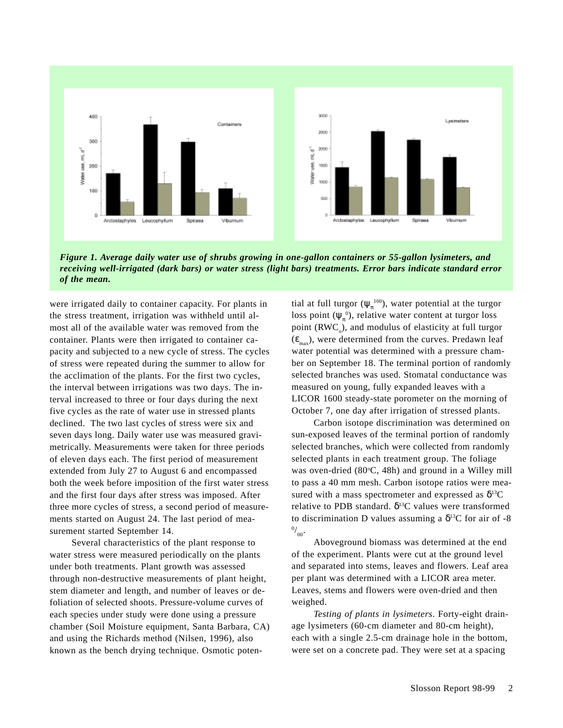Figure 1. *Average daily water use of shrubs growing in one-gallon containers or 55-gallon lysimeters, and receiving well-irrigated (dark bars) or water stress (light bars) treatments. Error bars indicate standard error of the mean.*

were irrigated daily to container capacity. For plants in the stress treatment, irrigation was withheld until almost all of the available water was removed from the container. Plants were then irrigated to container capacity and subjected to a new cycle of stress. The cycles of stress were repeated during the summer to allow for the acclimation of the plants. For the first two cycles, the interval between irrigations was two days. The interval increased to three or four days during the next five cycles as the rate of water use in stressed plants declined. The two last cycles of stress were six and seven days long. Daily water use was measured gravimetrically. Measurements were taken for three periods of eleven days each. The first period of measurement extended from July 27 to August 6 and encompassed both the week before imposition of the first water stress and the first four days after stress was imposed. After three more cycles of stress, a second period of measurements started on August 24. The last period of measurement started September 14.

Several characteristics of the plant response to water stress were measured periodically on the plants under both treatments. Plant growth was assessed through non-destructive measurements of plant height, stem diameter and length, and number of leaves or defoliation of selected shoots. Pressure-volume curves of each species under study were done using a pressure chamber (Soil Moisture equipment, Santa Barbara, CA) and using the Richards method (Nilsen, 1996), also known as the bench drying technique. Osmotic potential at full turgor ($\psi_{\pi}^{100}$), water potential at the turgor loss point ($\psi_{\pi}^{0}$), relative water content at turgor loss point ($RWC_o$), and modulus of elasticity at full turgor ($\varepsilon_{max}$), were determined from the curves. Predawn leaf water potential was determined with a pressure chamber on September 18. The terminal portion of randomly selected branches was used. Stomatal conductance was measured on young, fully expanded leaves with a LICOR 1600 steady-state porometer on the morning of October 7, one day after irrigation of stressed plants.

Carbon isotope discrimination was determined on sun-exposed leaves of the terminal portion of randomly selected branches, which were collected from randomly selected plants in each treatment group. The foliage was oven-dried (80°C, 48h) and ground in a Willey mill to pass a 40 mm mesh. Carbon isotope ratios were measured with a mass spectrometer and expressed as $\delta^{13}C$ relative to PDB standard. $\delta^{13}C$ values were transformed to discrimination D values assuming a $\delta^{13}C$ for air of -8 $^{0}/_{00}$.

Aboveground biomass was determined at the end of the experiment. Plants were cut at the ground level and separated into stems, leaves and flowers. Leaf area per plant was determined with a LICOR area meter. Leaves, stems and flowers were oven-dried and then weighed.

*Testing of plants in lysimeters*. Forty-eight drainage lysimeters (60-cm diameter and 80-cm height), each with a single 2.5-cm drainage hole in the bottom, were set on a concrete pad. They were set at a spacing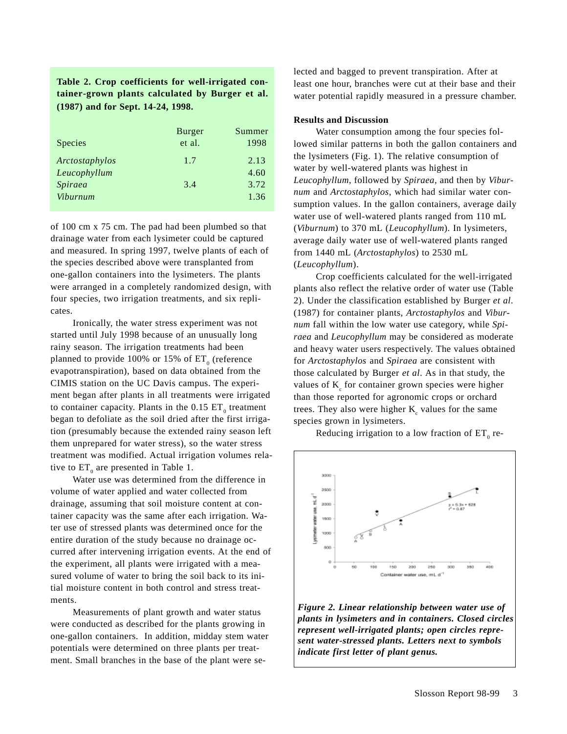**Table 2. Crop coefficients for well-irrigated container-grown plants calculated by Burger et al. (1987) and for Sept. 14-24, 1998.**

| Species | Burger et al. | Summer 1998 |
|---|---|---|
| *Arctostaphylos* | 1.7 | 2.13 |
| *Leucophyllum* | | 4.60 |
| *Spiraea* | 3.4 | 3.72 |
| *Viburnum* | | 1.36 |

of 100 cm x 75 cm. The pad had been plumbed so that drainage water from each lysimeter could be captured and measured. In spring 1997, twelve plants of each of the species described above were transplanted from one-gallon containers into the lysimeters. The plants were arranged in a completely randomized design, with four species, two irrigation treatments, and six replicates.

Ironically, the water stress experiment was not started until July 1998 because of an unusually long rainy season. The irrigation treatments had been planned to provide 100% or 15% of $ET_0$ (reference evapotranspiration), based on data obtained from the CIMIS station on the UC Davis campus. The experiment began after plants in all treatments were irrigated to container capacity. Plants in the 0.15 $ET_0$ treatment began to defoliate as the soil dried after the first irrigation (presumably because the extended rainy season left them unprepared for water stress), so the water stress treatment was modified. Actual irrigation volumes relative to $ET_0$ are presented in Table 1.

Water use was determined from the difference in volume of water applied and water collected from drainage, assuming that soil moisture content at container capacity was the same after each irrigation. Water use of stressed plants was determined once for the entire duration of the study because no drainage occurred after intervening irrigation events. At the end of the experiment, all plants were irrigated with a measured volume of water to bring the soil back to its initial moisture content in both control and stress treatments.

Measurements of plant growth and water status were conducted as described for the plants growing in one-gallon containers. In addition, midday stem water potentials were determined on three plants per treatment. Small branches in the base of the plant were selected and bagged to prevent transpiration. After at least one hour, branches were cut at their base and their water potential rapidly measured in a pressure chamber.

**Results and Discussion**

Water consumption among the four species followed similar patterns in both the gallon containers and the lysimeters (Fig. 1). The relative consumption of water by well-watered plants was highest in *Leucophyllum*, followed by *Spiraea*, and then by *Viburnum* and *Arctostaphylos*, which had similar water consumption values. In the gallon containers, average daily water use of well-watered plants ranged from 110 mL (*Viburnum*) to 370 mL (*Leucophyllum*). In lysimeters, average daily water use of well-watered plants ranged from 1440 mL (*Arctostaphylos*) to 2530 mL (*Leucophyllum*).

Crop coefficients calculated for the well-irrigated plants also reflect the relative order of water use (Table 2). Under the classification established by Burger *et al*. (1987) for container plants, *Arctostaphylos* and *Viburnum* fall within the low water use category, while *Spiraea* and *Leucophyllum* may be considered as moderate and heavy water users respectively. The values obtained for *Arctostaphylos* and *Spiraea* are consistent with those calculated by Burger *et al*. As in that study, the values of $K_c$ for container grown species were higher than those reported for agronomic crops or orchard trees. They also were higher $K_c$ values for the same species grown in lysimeters.

Reducing irrigation to a low fraction of $ET_0$ re-

*Figure 2. Linear relationship between water use of plants in lysimeters and in containers. Closed circles represent well-irrigated plants; open circles represent water-stressed plants. Letters next to symbols indicate first letter of plant genus.*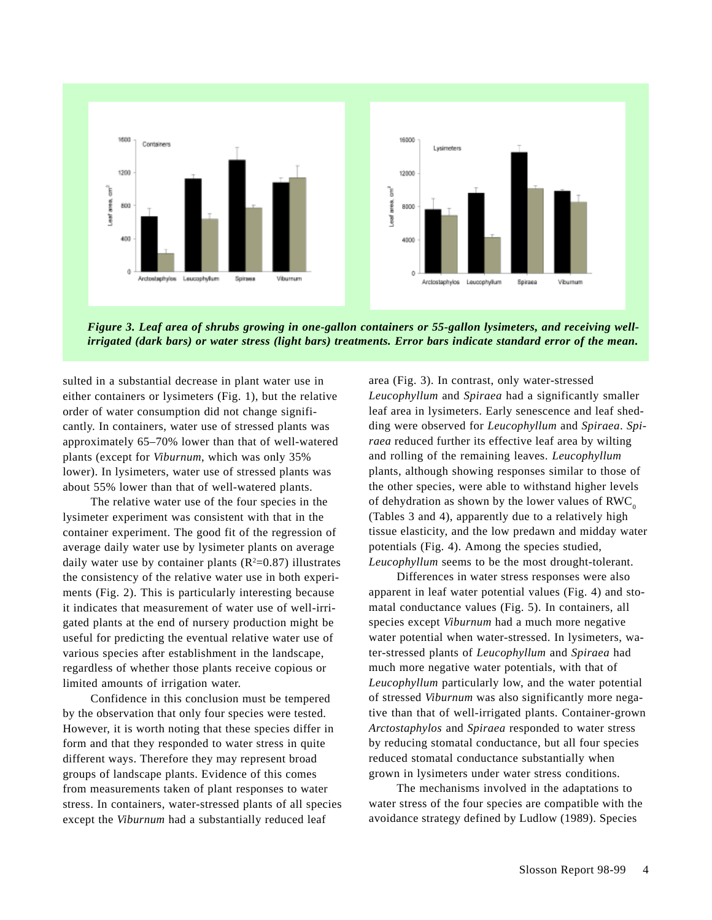*Figure 3. Leaf area of shrubs growing in one-gallon containers or 55-gallon lysimeters, and receiving well-irrigated (dark bars) or water stress (light bars) treatments. Error bars indicate standard error of the mean.*

sulted in a substantial decrease in plant water use in either containers or lysimeters (Fig. 1), but the relative order of water consumption did not change significantly. In containers, water use of stressed plants was approximately 65–70% lower than that of well-watered plants (except for *Viburnum*, which was only 35% lower). In lysimeters, water use of stressed plants was about 55% lower than that of well-watered plants.

The relative water use of the four species in the lysimeter experiment was consistent with that in the container experiment. The good fit of the regression of average daily water use by lysimeter plants on average daily water use by container plants ($R^2$=0.87) illustrates the consistency of the relative water use in both experiments (Fig. 2). This is particularly interesting because it indicates that measurement of water use of well-irrigated plants at the end of nursery production might be useful for predicting the eventual relative water use of various species after establishment in the landscape, regardless of whether those plants receive copious or limited amounts of irrigation water.

Confidence in this conclusion must be tempered by the observation that only four species were tested. However, it is worth noting that these species differ in form and that they responded to water stress in quite different ways. Therefore they may represent broad groups of landscape plants. Evidence of this comes from measurements taken of plant responses to water stress. In containers, water-stressed plants of all species except the *Viburnum* had a substantially reduced leaf area (Fig. 3). In contrast, only water-stressed *Leucophyllum* and *Spiraea* had a significantly smaller leaf area in lysimeters. Early senescence and leaf shedding were observed for *Leucophyllum* and *Spiraea*. *Spiraea* reduced further its effective leaf area by wilting and rolling of the remaining leaves. *Leucophyllum* plants, although showing responses similar to those of the other species, were able to withstand higher levels of dehydration as shown by the lower values of $RWC_0$ (Tables 3 and 4), apparently due to a relatively high tissue elasticity, and the low predawn and midday water potentials (Fig. 4). Among the species studied, *Leucophyllum* seems to be the most drought-tolerant.

Differences in water stress responses were also apparent in leaf water potential values (Fig. 4) and stomatal conductance values (Fig. 5). In containers, all species except *Viburnum* had a much more negative water potential when water-stressed. In lysimeters, water-stressed plants of *Leucophyllum* and *Spiraea* had much more negative water potentials, with that of *Leucophyllum* particularly low, and the water potential of stressed *Viburnum* was also significantly more negative than that of well-irrigated plants. Container-grown *Arctostaphylos* and *Spiraea* responded to water stress by reducing stomatal conductance, but all four species reduced stomatal conductance substantially when grown in lysimeters under water stress conditions.

The mechanisms involved in the adaptations to water stress of the four species are compatible with the avoidance strategy defined by Ludlow (1989). Species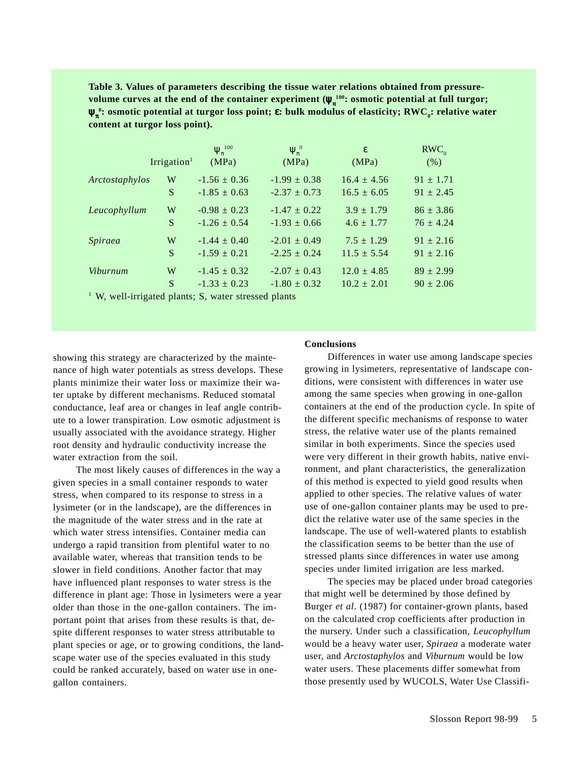**Table 3. Values of parameters describing the tissue water relations obtained from pressure-volume curves at the end of the container experiment ($\psi_{\pi}^{100}$: osmotic potential at full turgor; $\psi_{\pi}^{0}$: osmotic potential at turgor loss point; $\varepsilon$: bulk modulus of elasticity; $RWC_0$: relative water content at turgor loss point).**

| | Irrigation[1] | $\psi_{\pi}^{100}$ (MPa) | $\psi_{\pi}^{0}$ (MPa) | $\varepsilon$ (MPa) | $RWC_0$ (%) |
|---|---|---|---|---|---|
| *Arctostaphylos* | W | -1.56 ± 0.36 | -1.99 ± 0.38 | 16.4 ± 4.56 | 91 ± 1.71 |
| | S | -1.85 ± 0.63 | -2.37 ± 0.73 | 16.5 ± 6.05 | 91 ± 2.45 |
| *Leucophyllum* | W | -0.98 ± 0.23 | -1.47 ± 0.22 | 3.9 ± 1.79 | 86 ± 3.86 |
| | S | -1.26 ± 0.54 | -1.93 ± 0.66 | 4.6 ± 1.77 | 76 ± 4.24 |
| *Spiraea* | W | -1.44 ± 0.40 | -2.01 ± 0.49 | 7.5 ± 1.29 | 91 ± 2.16 |
| | S | -1.59 ± 0.21 | -2.25 ± 0.24 | 11.5 ± 5.54 | 91 ± 2.16 |
| *Viburnum* | W | -1.45 ± 0.32 | -2.07 ± 0.43 | 12.0 ± 4.85 | 89 ± 2.99 |
| | S | -1.33 ± 0.23 | -1.80 ± 0.32 | 10.2 ± 2.01 | 90 ± 2.06 |

[1] W, well-irrigated plants; S, water stressed plants

showing this strategy are characterized by the maintenance of high water potentials as stress develops. These plants minimize their water loss or maximize their water uptake by different mechanisms. Reduced stomatal conductance, leaf area or changes in leaf angle contribute to a lower transpiration. Low osmotic adjustment is usually associated with the avoidance strategy. Higher root density and hydraulic conductivity increase the water extraction from the soil.

The most likely causes of differences in the way a given species in a small container responds to water stress, when compared to its response to stress in a lysimeter (or in the landscape), are the differences in the magnitude of the water stress and in the rate at which water stress intensifies. Container media can undergo a rapid transition from plentiful water to no available water, whereas that transition tends to be slower in field conditions. Another factor that may have influenced plant responses to water stress is the difference in plant age: Those in lysimeters were a year older than those in the one-gallon containers. The important point that arises from these results is that, despite different responses to water stress attributable to plant species or age, or to growing conditions, the landscape water use of the species evaluated in this study could be ranked accurately, based on water use in one-gallon containers.

## Conclusions

Differences in water use among landscape species growing in lysimeters, representative of landscape conditions, were consistent with differences in water use among the same species when growing in one-gallon containers at the end of the production cycle. In spite of the different specific mechanisms of response to water stress, the relative water use of the plants remained similar in both experiments. Since the species used were very different in their growth habits, native environment, and plant characteristics, the generalization of this method is expected to yield good results when applied to other species. The relative values of water use of one-gallon container plants may be used to predict the relative water use of the same species in the landscape. The use of well-watered plants to establish the classification seems to be better than the use of stressed plants since differences in water use among species under limited irrigation are less marked.

The species may be placed under broad categories that might well be determined by those defined by Burger *et al*. (1987) for container-grown plants, based on the calculated crop coefficients after production in the nursery. Under such a classification, *Leucophyllum* would be a heavy water user, *Spiraea* a moderate water user, and *Arctostaphylos* and *Viburnum* would be low water users. These placements differ somewhat from those presently used by WUCOLS, Water Use Classifi-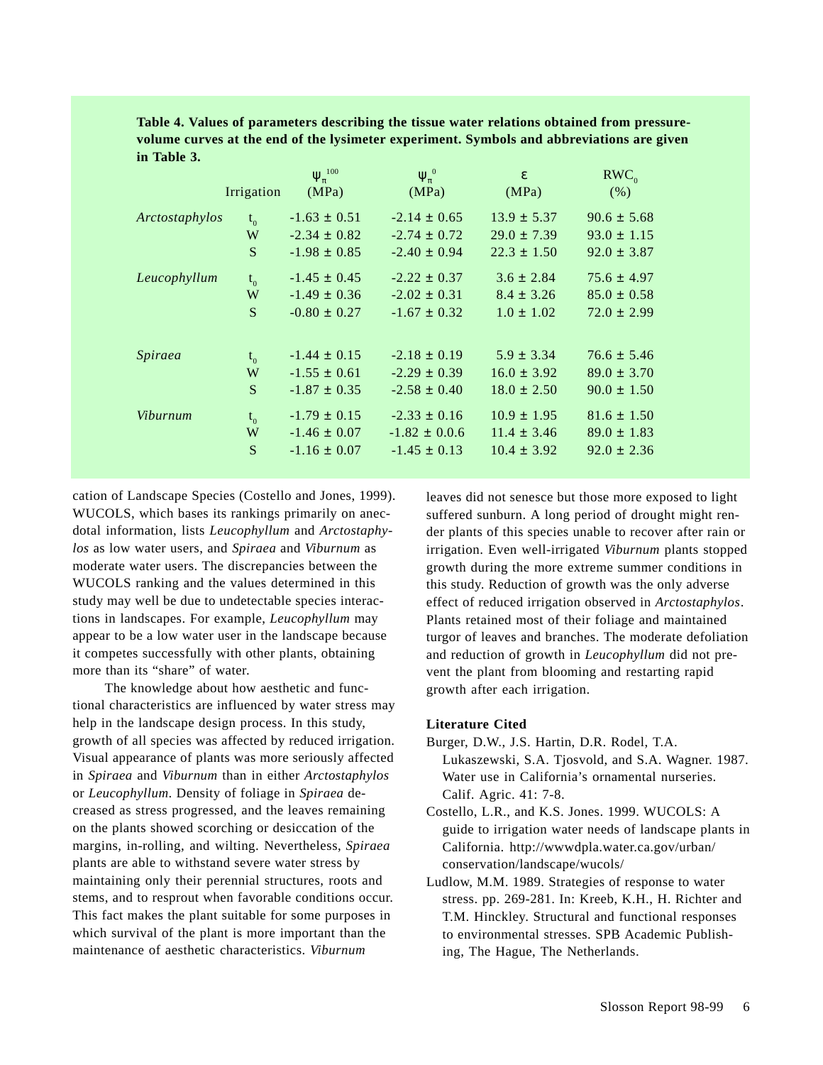**Table 4. Values of parameters describing the tissue water relations obtained from pressure-volume curves at the end of the lysimeter experiment. Symbols and abbreviations are given in Table 3.**

| | Irrigation | $\psi_\pi^{100}$ (MPa) | $\psi_\pi^{0}$ (MPa) | ε (MPa) | $RWC_0$ (%) |
|---|---|---|---|---|---|
| *Arctostaphylos* | $t_0$ | -1.63 ± 0.51 | -2.14 ± 0.65 | 13.9 ± 5.37 | 90.6 ± 5.68 |
| | W | -2.34 ± 0.82 | -2.74 ± 0.72 | 29.0 ± 7.39 | 93.0 ± 1.15 |
| | S | -1.98 ± 0.85 | -2.40 ± 0.94 | 22.3 ± 1.50 | 92.0 ± 3.87 |
| *Leucophyllum* | $t_0$ | -1.45 ± 0.45 | -2.22 ± 0.37 | 3.6 ± 2.84 | 75.6 ± 4.97 |
| | W | -1.49 ± 0.36 | -2.02 ± 0.31 | 8.4 ± 3.26 | 85.0 ± 0.58 |
| | S | -0.80 ± 0.27 | -1.67 ± 0.32 | 1.0 ± 1.02 | 72.0 ± 2.99 |
| *Spiraea* | $t_0$ | -1.44 ± 0.15 | -2.18 ± 0.19 | 5.9 ± 3.34 | 76.6 ± 5.46 |
| | W | -1.55 ± 0.61 | -2.29 ± 0.39 | 16.0 ± 3.92 | 89.0 ± 3.70 |
| | S | -1.87 ± 0.35 | -2.58 ± 0.40 | 18.0 ± 2.50 | 90.0 ± 1.50 |
| *Viburnum* | $t_0$ | -1.79 ± 0.15 | -2.33 ± 0.16 | 10.9 ± 1.95 | 81.6 ± 1.50 |
| | W | -1.46 ± 0.07 | -1.82 ± 0.0.6 | 11.4 ± 3.46 | 89.0 ± 1.83 |
| | S | -1.16 ± 0.07 | -1.45 ± 0.13 | 10.4 ± 3.92 | 92.0 ± 2.36 |

cation of Landscape Species (Costello and Jones, 1999). WUCOLS, which bases its rankings primarily on anecdotal information, lists *Leucophyllum* and *Arctostaphylos* as low water users, and *Spiraea* and *Viburnum* as moderate water users. The discrepancies between the WUCOLS ranking and the values determined in this study may well be due to undetectable species interactions in landscapes. For example, *Leucophyllum* may appear to be a low water user in the landscape because it competes successfully with other plants, obtaining more than its "share" of water.

The knowledge about how aesthetic and functional characteristics are influenced by water stress may help in the landscape design process. In this study, growth of all species was affected by reduced irrigation. Visual appearance of plants was more seriously affected in *Spiraea* and *Viburnum* than in either *Arctostaphylos* or *Leucophyllum*. Density of foliage in *Spiraea* decreased as stress progressed, and the leaves remaining on the plants showed scorching or desiccation of the margins, in-rolling, and wilting. Nevertheless, *Spiraea* plants are able to withstand severe water stress by maintaining only their perennial structures, roots and stems, and to resprout when favorable conditions occur. This fact makes the plant suitable for some purposes in which survival of the plant is more important than the maintenance of aesthetic characteristics. *Viburnum* leaves did not senesce but those more exposed to light suffered sunburn. A long period of drought might render plants of this species unable to recover after rain or irrigation. Even well-irrigated *Viburnum* plants stopped growth during the more extreme summer conditions in this study. Reduction of growth was the only adverse effect of reduced irrigation observed in *Arctostaphylos*. Plants retained most of their foliage and maintained turgor of leaves and branches. The moderate defoliation and reduction of growth in *Leucophyllum* did not prevent the plant from blooming and restarting rapid growth after each irrigation.

### Literature Cited

Burger, D.W., J.S. Hartin, D.R. Rodel, T.A. Lukaszewski, S.A. Tjosvold, and S.A. Wagner. 1987. Water use in California's ornamental nurseries. Calif. Agric. 41: 7-8.

Costello, L.R., and K.S. Jones. 1999. WUCOLS: A guide to irrigation water needs of landscape plants in California. http://wwwdpla.water.ca.gov/urban/conservation/landscape/wucols/

Ludlow, M.M. 1989. Strategies of response to water stress. pp. 269-281. In: Kreeb, K.H., H. Richter and T.M. Hinckley. Structural and functional responses to environmental stresses. SPB Academic Publishing, The Hague, The Netherlands.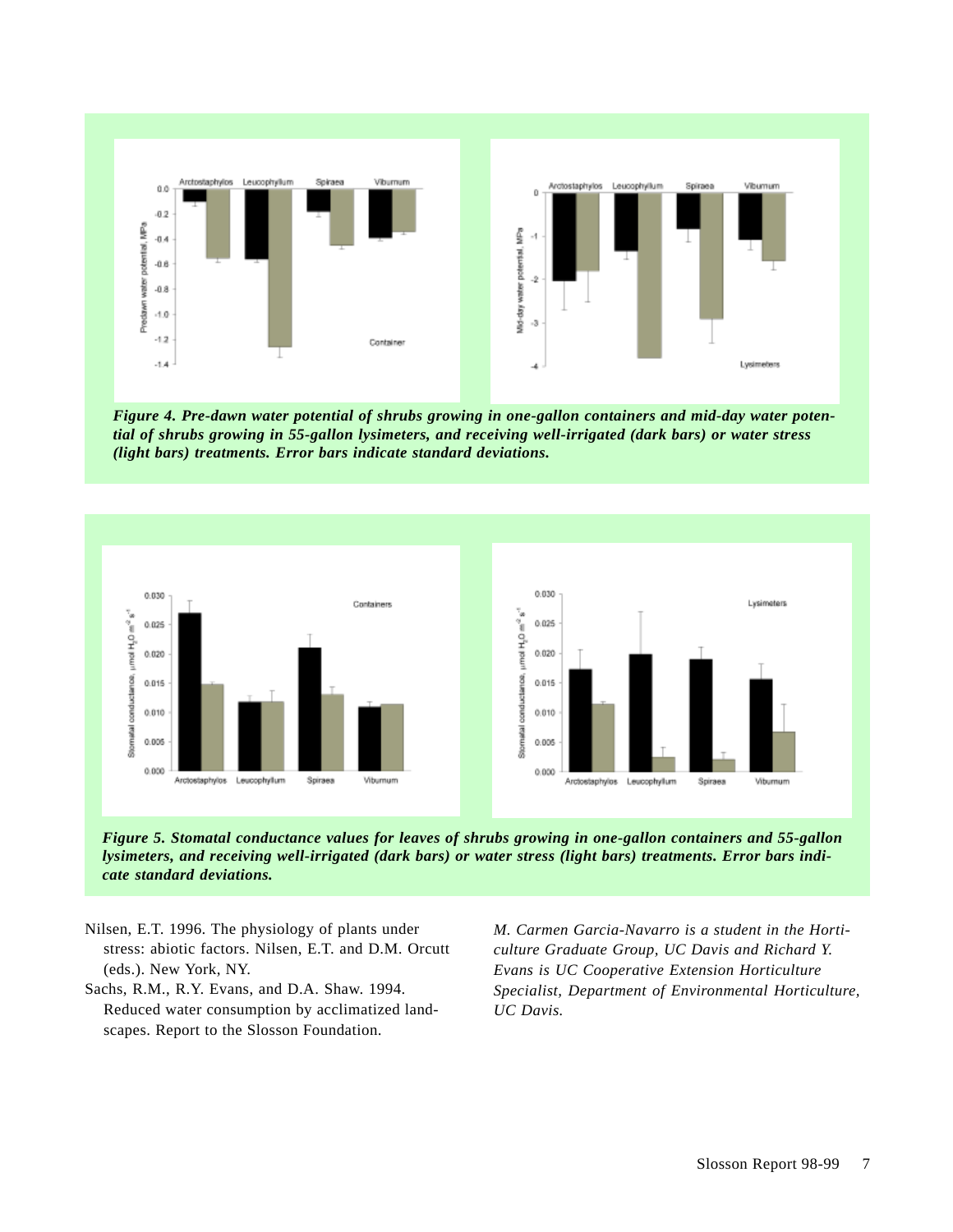Arctostaphylos
Leucophyllum
Spiraea
Viburnum

0.0
-0.2
-0.4
-0.6
-0.8
-1.0
-1.2
-1.4

Predawn water potential, MPa

Container

Arctostaphylos
Leucophyllum
Spiraea
Viburnum

0
-1
-2
-3
-4

Mid-day water potential, MPa

Lysimeters

***Figure 4. Pre-dawn water potential of shrubs growing in one-gallon containers and mid-day water potential of shrubs growing in 55-gallon lysimeters, and receiving well-irrigated (dark bars) or water stress (light bars) treatments. Error bars indicate standard deviations.***

0.030
0.025
0.020
0.015
0.010
0.005
0.000

Stomatal conductance, µmol $H_2O$ $m^{-2}$ $s^{-1}$

Containers

Arctostaphylos
Leucophyllum
Spiraea
Viburnum

0.030
0.025
0.020
0.015
0.010
0.005
0.000

Stomatal conductance, µmol $H_2O$ $m^{-2}$ $s^{-1}$

Lysimeters

Arctostaphylos
Leucophyllum
Spiraea
Viburnum

***Figure 5. Stomatal conductance values for leaves of shrubs growing in one-gallon containers and 55-gallon lysimeters, and receiving well-irrigated (dark bars) or water stress (light bars) treatments. Error bars indicate standard deviations.***

Nilsen, E.T. 1996. The physiology of plants under stress: abiotic factors. Nilsen, E.T. and D.M. Orcutt (eds.). New York, NY.

Sachs, R.M., R.Y. Evans, and D.A. Shaw. 1994. Reduced water consumption by acclimatized landscapes. Report to the Slosson Foundation.

*M. Carmen Garcia-Navarro is a student in the Horticulture Graduate Group, UC Davis and Richard Y. Evans is UC Cooperative Extension Horticulture Specialist, Department of Environmental Horticulture, UC Davis.*